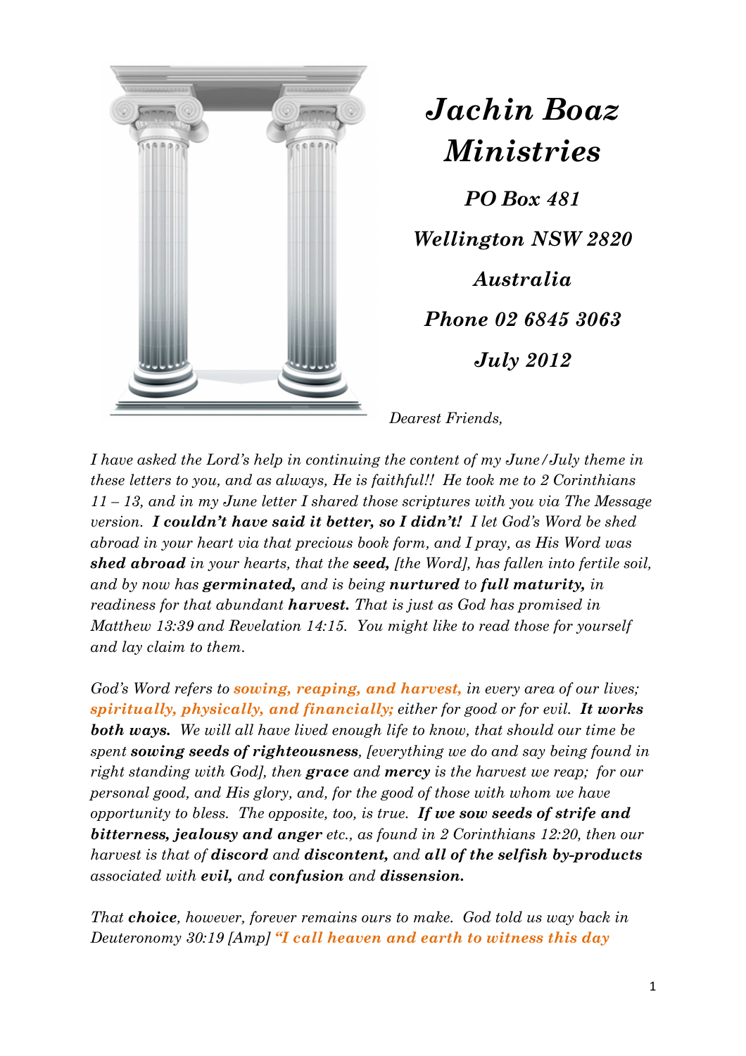# *Jachin Boaz Ministries*

***PO Box 481***

***Wellington NSW 2820***

***Australia***

***Phone 02 6845 3063***

***July 2012***

*Dearest Friends,*

*I have asked the Lord's help in continuing the content of my June/July theme in these letters to you, and as always, He is faithful!! He took me to 2 Corinthians 11 – 13, and in my June letter I shared those scriptures with you via The Message version.* ***I couldn't have said it better, so I didn't!*** *I let God's Word be shed abroad in your heart via that precious book form, and I pray, as His Word was* ***shed abroad*** *in your hearts, that the* ***seed,*** *[the Word], has fallen into fertile soil, and by now has* ***germinated,*** *and is being* ***nurtured*** *to* ***full maturity,*** *in readiness for that abundant* ***harvest.*** *That is just as God has promised in Matthew 13:39 and Revelation 14:15. You might like to read those for yourself and lay claim to them.*

*God's Word refers to* ***sowing, reaping, and harvest,*** *in every area of our lives;* ***spiritually, physically, and financially;*** *either for good or for evil.* ***It works both ways.*** *We will all have lived enough life to know, that should our time be spent* ***sowing seeds of righteousness****, [everything we do and say being found in right standing with God], then* ***grace*** *and* ***mercy*** *is the harvest we reap; for our personal good, and His glory, and, for the good of those with whom we have opportunity to bless. The opposite, too, is true.* ***If we sow seeds of strife and bitterness, jealousy and anger*** *etc., as found in 2 Corinthians 12:20, then our harvest is that of* ***discord*** *and* ***discontent,*** *and* ***all of the selfish by-products*** *associated with* ***evil,*** *and* ***confusion*** *and* ***dissension.***

*That* ***choice****, however, forever remains ours to make. God told us way back in Deuteronomy 30:19 [Amp]* ***"I call heaven and earth to witness this day***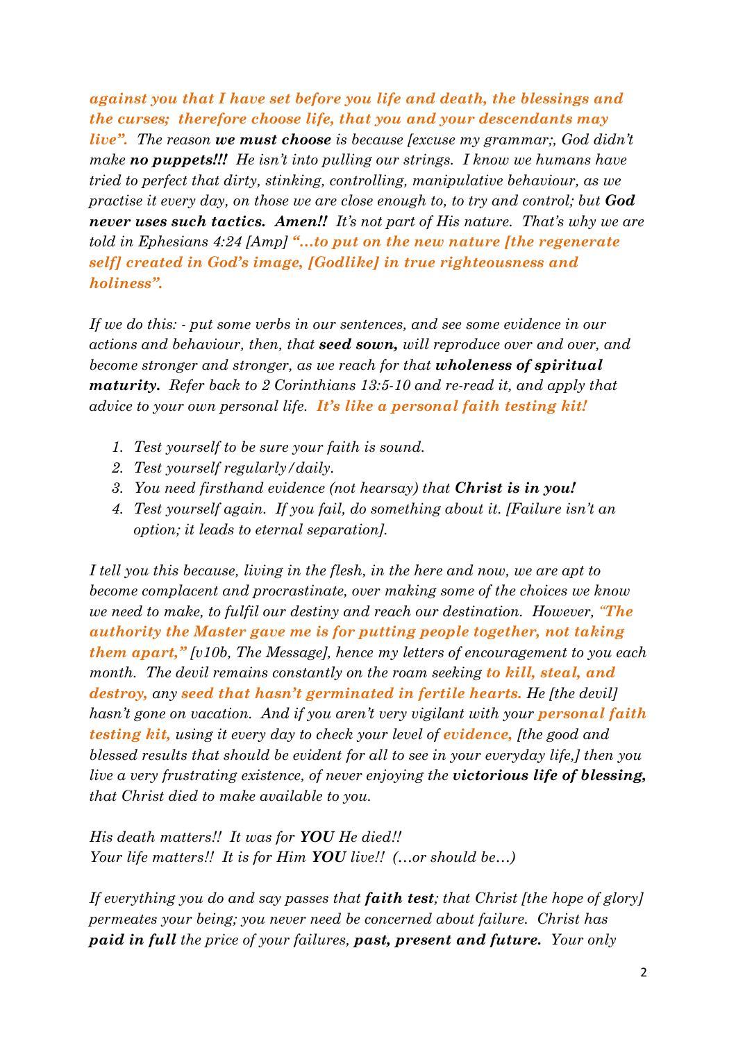***against you that I have set before you life and death, the blessings and the curses; therefore choose life, that you and your descendants may live".*** *The reason **we must choose** is because [excuse my grammar;, God didn't make **no puppets!!!** He isn't into pulling our strings. I know we humans have tried to perfect that dirty, stinking, controlling, manipulative behaviour, as we practise it every day, on those we are close enough to, to try and control; but **God never uses such tactics. Amen!!** It's not part of His nature. That's why we are told in Ephesians 4:24 [Amp]* ***"…to put on the new nature [the regenerate self] created in God's image, [Godlike] in true righteousness and holiness".***

*If we do this: - put some verbs in our sentences, and see some evidence in our actions and behaviour, then, that **seed sown,** will reproduce over and over, and become stronger and stronger, as we reach for that **wholeness of spiritual maturity.** Refer back to 2 Corinthians 13:5-10 and re-read it, and apply that advice to your own personal life.* ***It's like a personal faith testing kit!***

1. *Test yourself to be sure your faith is sound.*
2. *Test yourself regularly/daily.*
3. *You need firsthand evidence (not hearsay) that **Christ is in you!***
4. *Test yourself again. If you fail, do something about it. [Failure isn't an option; it leads to eternal separation].*

*I tell you this because, living in the flesh, in the here and now, we are apt to become complacent and procrastinate, over making some of the choices we know we need to make, to fulfil our destiny and reach our destination. However,* ***"The authority the Master gave me is for putting people together, not taking them apart,"*** *[v10b, The Message], hence my letters of encouragement to you each month. The devil remains constantly on the roam seeking **to kill, steal, and destroy,** any **seed that hasn't germinated in fertile hearts.** He [the devil] hasn't gone on vacation. And if you aren't very vigilant with your **personal faith testing kit,** using it every day to check your level of **evidence,** [the good and blessed results that should be evident for all to see in your everyday life,] then you live a very frustrating existence, of never enjoying the **victorious life of blessing,** that Christ died to make available to you.*

*His death matters!! It was for **YOU** He died!!*
*Your life matters!! It is for Him **YOU** live!! (…or should be…)*

*If everything you do and say passes that **faith test**; that Christ [the hope of glory] permeates your being; you never need be concerned about failure. Christ has **paid in full** the price of your failures, **past, present and future.** Your only*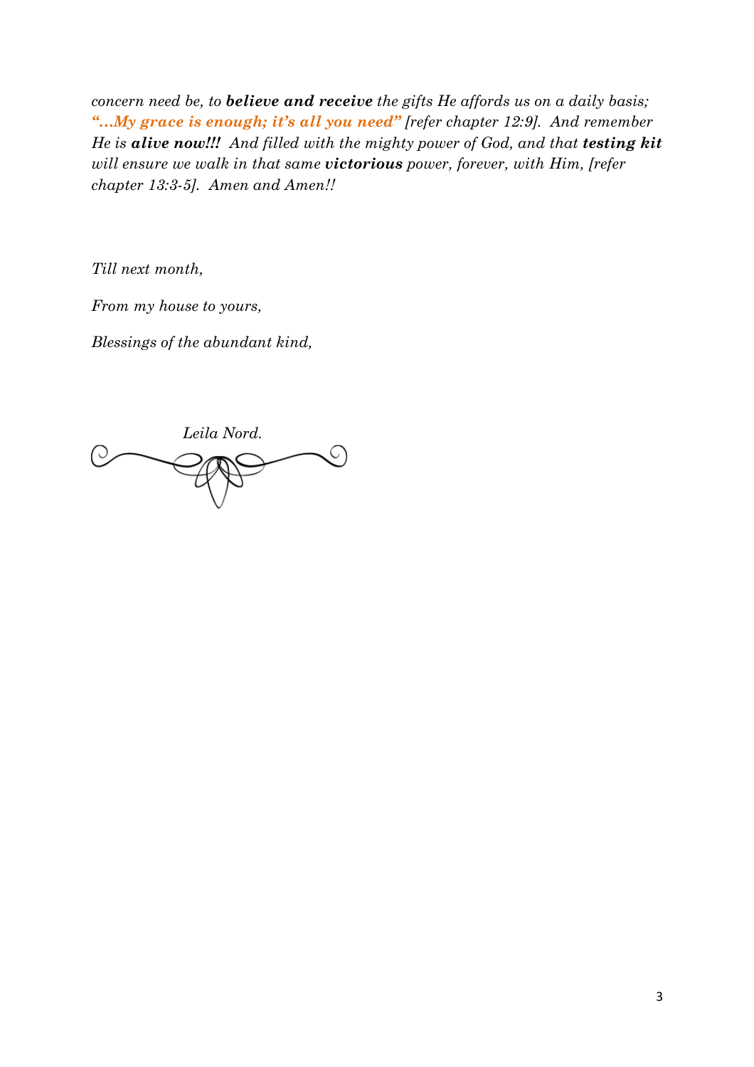*concern need be, to* ***believe and receive*** *the gifts He affords us on a daily basis;* ***"…My grace is enough; it's all you need"*** *[refer chapter 12:9]. And remember He is* ***alive now!!!*** *And filled with the mighty power of God, and that* ***testing kit*** *will ensure we walk in that same* ***victorious*** *power, forever, with Him, [refer chapter 13:3-5]. Amen and Amen!!*

*Till next month,*

*From my house to yours,*

*Blessings of the abundant kind,*

*Leila Nord.*